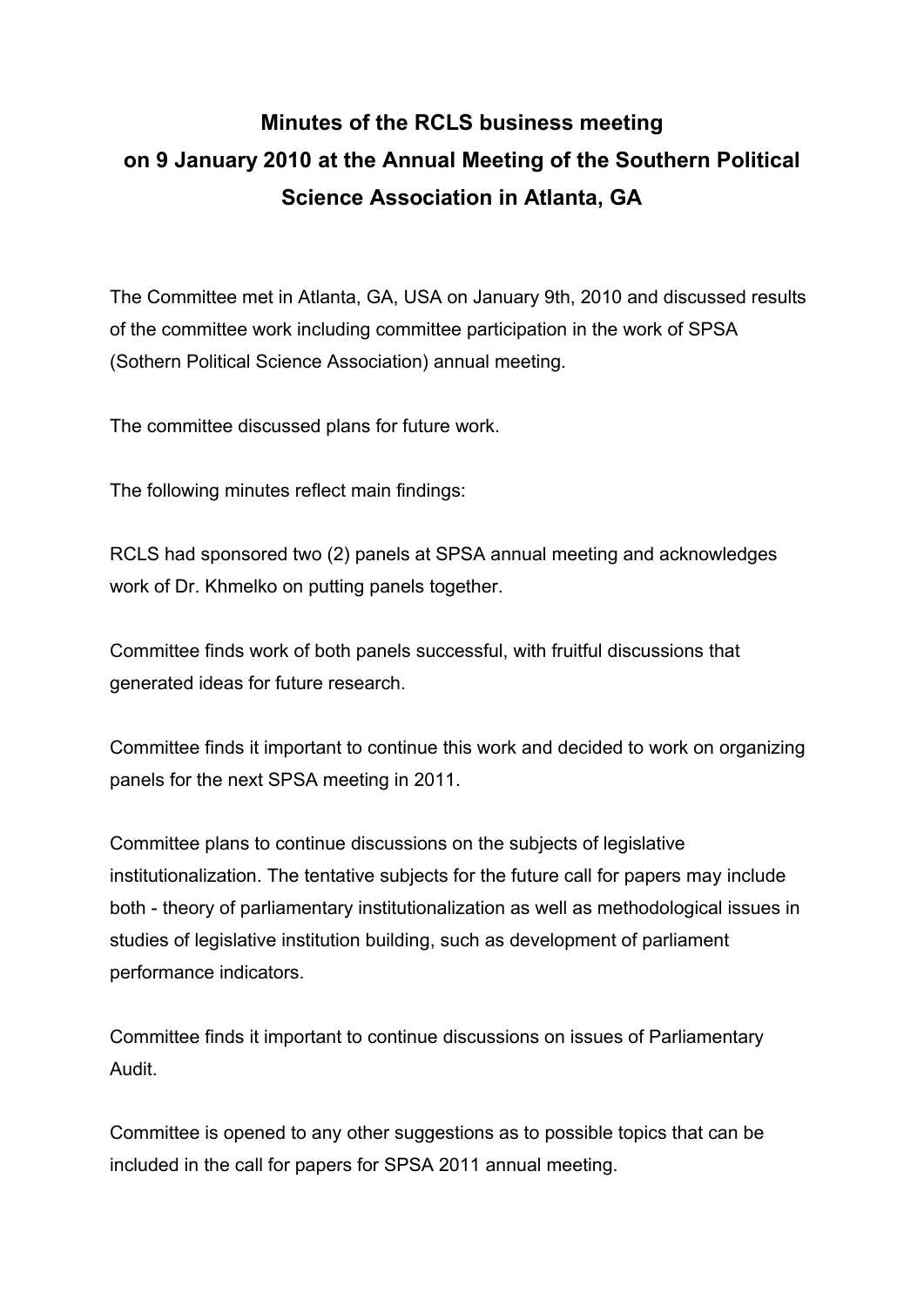# Minutes of the RCLS business meeting on 9 January 2010 at the Annual Meeting of the Southern Political Science Association in Atlanta, GA

The Committee met in Atlanta, GA, USA on January 9th, 2010 and discussed results of the committee work including committee participation in the work of SPSA (Sothern Political Science Association) annual meeting.

The committee discussed plans for future work.

The following minutes reflect main findings:

RCLS had sponsored two (2) panels at SPSA annual meeting and acknowledges work of Dr. Khmelko on putting panels together.

Committee finds work of both panels successful, with fruitful discussions that generated ideas for future research.

Committee finds it important to continue this work and decided to work on organizing panels for the next SPSA meeting in 2011.

Committee plans to continue discussions on the subjects of legislative institutionalization. The tentative subjects for the future call for papers may include both - theory of parliamentary institutionalization as well as methodological issues in studies of legislative institution building, such as development of parliament performance indicators.

Committee finds it important to continue discussions on issues of Parliamentary Audit.

Committee is opened to any other suggestions as to possible topics that can be included in the call for papers for SPSA 2011 annual meeting.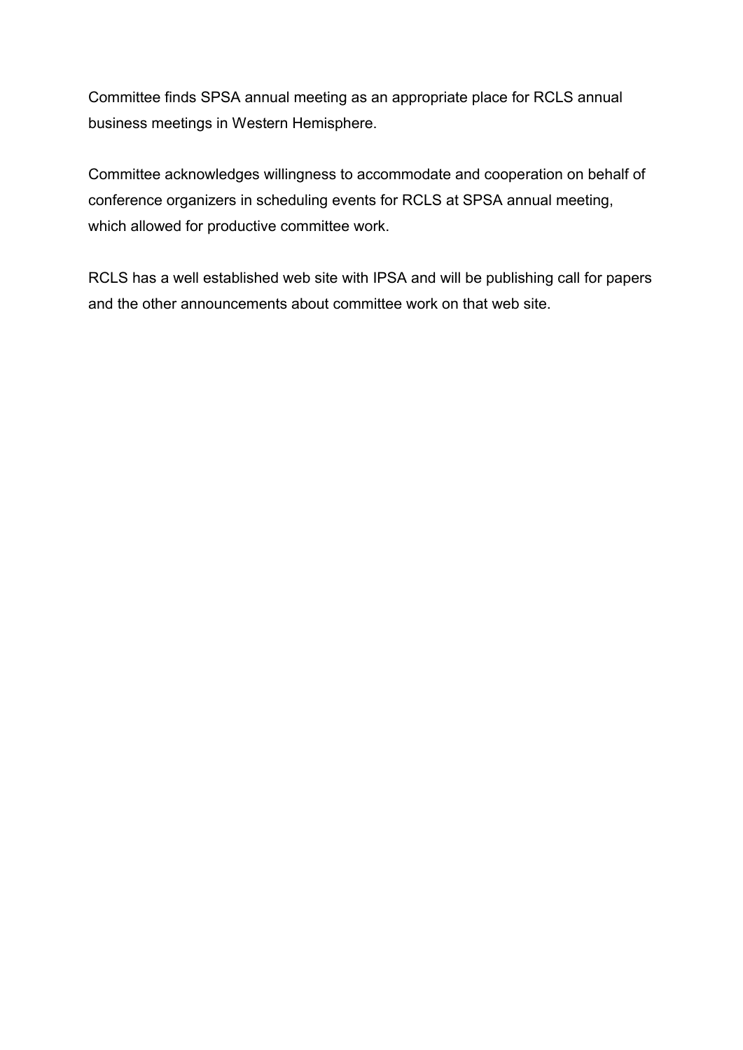Committee finds SPSA annual meeting as an appropriate place for RCLS annual business meetings in Western Hemisphere.

Committee acknowledges willingness to accommodate and cooperation on behalf of conference organizers in scheduling events for RCLS at SPSA annual meeting, which allowed for productive committee work.

RCLS has a well established web site with IPSA and will be publishing call for papers and the other announcements about committee work on that web site.